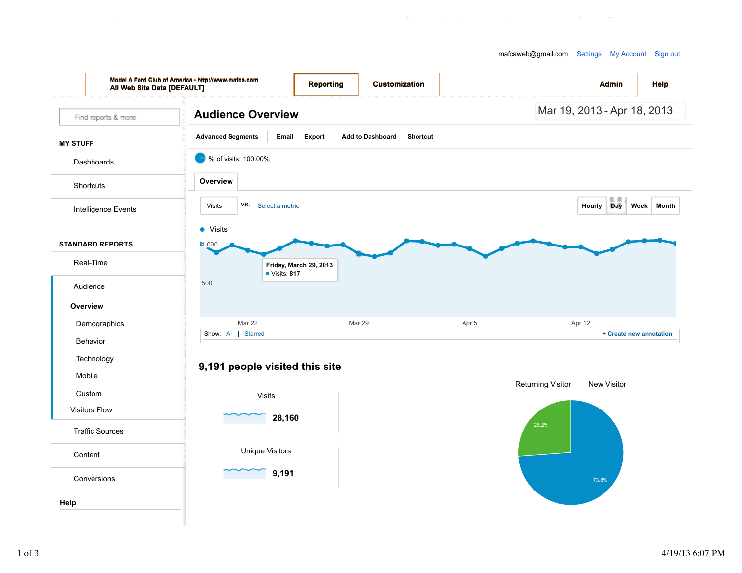mafcaweb@gmail.com Settings My Account Sign out

Model A Ford Club of America - http://www.mafca.com
All Web Site Data [DEFAULT]

Reporting | Customization | Admin | Help

Find reports & more

**MY STUFF**

- Dashboards
- Shortcuts
- Intelligence Events

**STANDARD REPORTS**

- Real-Time
- Audience
  - **Overview**
    - Demographics
    - Behavior
    - Technology
    - Mobile
    - Custom
  - Visitors Flow
- Traffic Sources
- Content
- Conversions

**Help**

# Audience Overview

Mar 19, 2013 - Apr 18, 2013

Advanced Segments | Email | Export | Add to Dashboard | Shortcut

% of visits: 100.00%

**Overview**

Visits vs. Select a metric

Hourly | Day | Week | Month

● Visits

1,000

500

Friday, March 29, 2013
Visits: 817

Mar 22 | Mar 29 | Apr 5 | Apr 12

Show: All | Starred

+ Create new annotation

## 9,191 people visited this site

Visits
**28,160**

Unique Visitors
**9,191**

Returning Visitor | New Visitor

26.2%

73.8%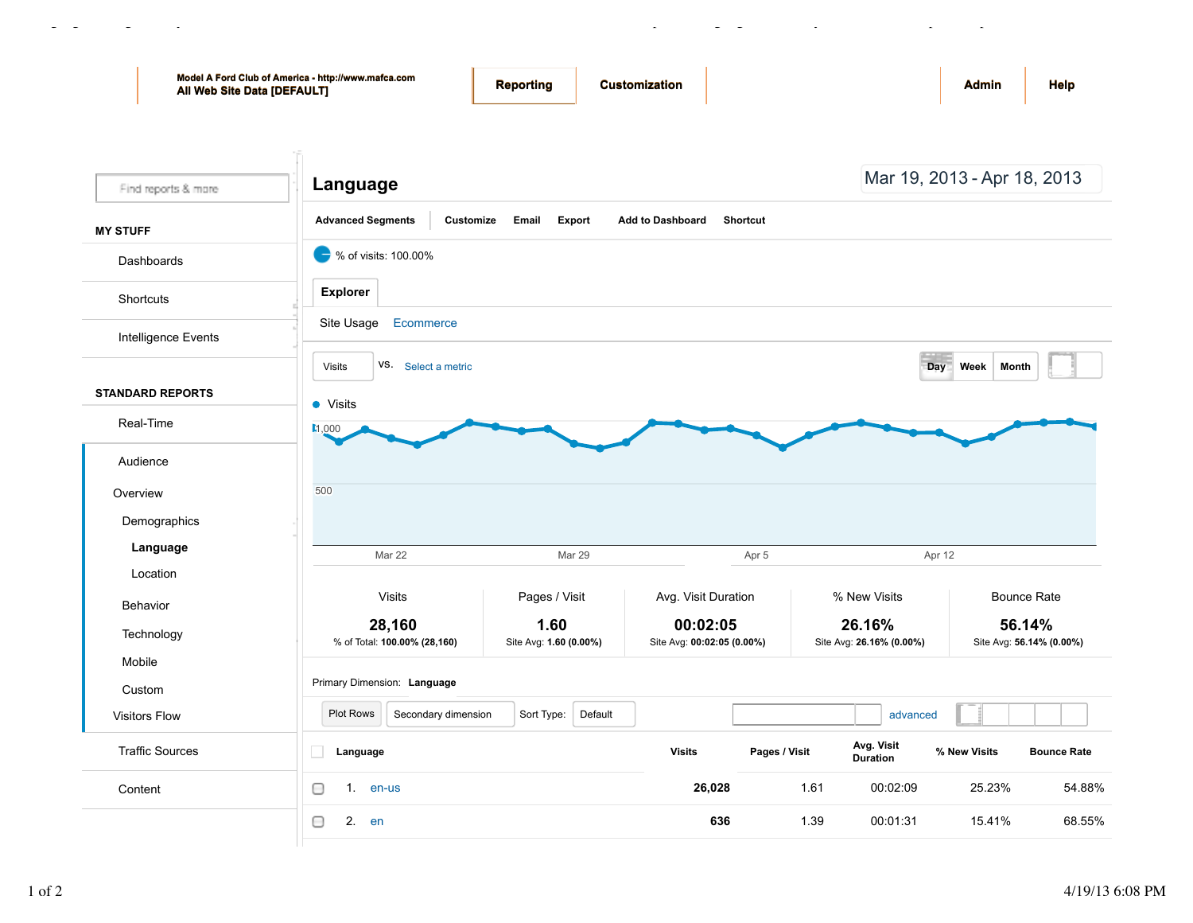Model A Ford Club of America - http://www.mafca.com
All Web Site Data [DEFAULT]

Reporting | Customization | Admin | Help

Find reports & more

**MY STUFF**

- Dashboards
- Shortcuts
- Intelligence Events

**STANDARD REPORTS**

- Real-Time
- Audience
  - Overview
  - Demographics
    - **Language**
    - Location
  - Behavior
  - Technology
  - Mobile
  - Custom
  - Visitors Flow
- Traffic Sources
- Content

# Language

Mar 19, 2013 - Apr 18, 2013

Advanced Segments | Customize | Email | Export | Add to Dashboard | Shortcut

% of visits: 100.00%

**Explorer**

Site Usage | Ecommerce

Visits vs. Select a metric — Day | Week | Month

● Visits

1,000

500

Mar 22 | Mar 29 | Apr 5 | Apr 12

| Visits | Pages / Visit | Avg. Visit Duration | % New Visits | Bounce Rate |
|---|---|---|---|---|
| **28,160** | **1.60** | **00:02:05** | **26.16%** | **56.14%** |
| % of Total: **100.00% (28,160)** | Site Avg: **1.60 (0.00%)** | Site Avg: **00:02:05 (0.00%)** | Site Avg: **26.16% (0.00%)** | Site Avg: **56.14% (0.00%)** |

Primary Dimension: **Language**

Plot Rows | Secondary dimension | Sort Type: Default | advanced

| | Language | Visits | Pages / Visit | Avg. Visit Duration | % New Visits | Bounce Rate |
|---|---|---|---|---|---|---|
| 1. | en-us | **26,028** | 1.61 | 00:02:09 | 25.23% | 54.88% |
| 2. | en | **636** | 1.39 | 00:01:31 | 15.41% | 68.55% |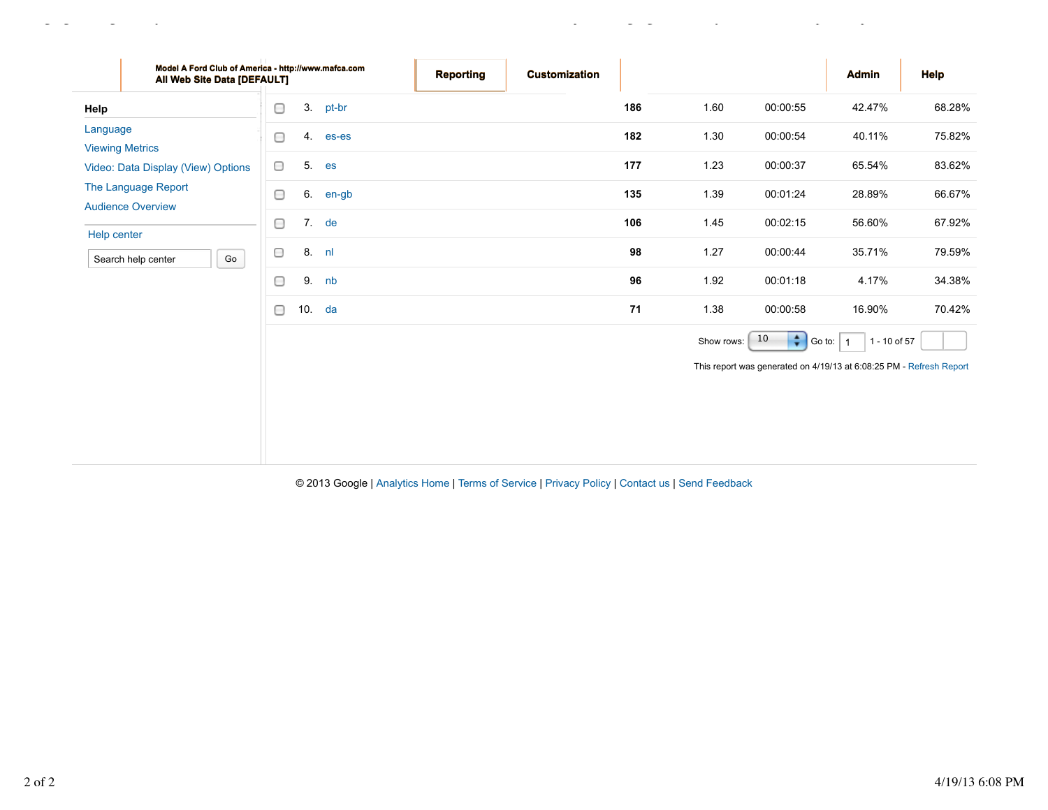Model A Ford Club of America - http://www.mafca.com
**All Web Site Data [DEFAULT]**

**Reporting** | **Customization** | **Admin** | **Help**

**Help**

- Language
- Viewing Metrics
- Video: Data Display (View) Options
- The Language Report
- Audience Overview

Help center

Search help center | Go

| | | | | | | | |
|---|---|---|---|---|---|---|---|
| ☐ | 3. | pt-br | **186** | 1.60 | 00:00:55 | 42.47% | 68.28% |
| ☐ | 4. | es-es | **182** | 1.30 | 00:00:54 | 40.11% | 75.82% |
| ☐ | 5. | es | **177** | 1.23 | 00:00:37 | 65.54% | 83.62% |
| ☐ | 6. | en-gb | **135** | 1.39 | 00:01:24 | 28.89% | 66.67% |
| ☐ | 7. | de | **106** | 1.45 | 00:02:15 | 56.60% | 67.92% |
| ☐ | 8. | nl | **98** | 1.27 | 00:00:44 | 35.71% | 79.59% |
| ☐ | 9. | nb | **96** | 1.92 | 00:01:18 | 4.17% | 34.38% |
| ☐ | 10. | da | **71** | 1.38 | 00:00:58 | 16.90% | 70.42% |

Show rows: 10 Go to: 1 1 - 10 of 57

This report was generated on 4/19/13 at 6:08:25 PM - Refresh Report

© 2013 Google | Analytics Home | Terms of Service | Privacy Policy | Contact us | Send Feedback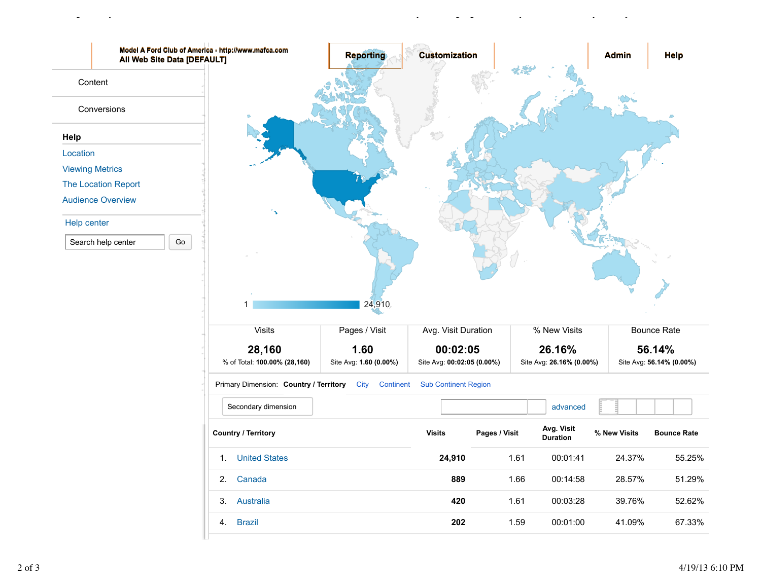**Model A Ford Club of America - http://www.mafca.com**
**All Web Site Data [DEFAULT]**

Reporting | Customization | Admin | Help

Content

Conversions

**Help**

- Location
- Viewing Metrics
- The Location Report
- Audience Overview

Help center

Search help center | Go

1 — 24,910

| Visits | Pages / Visit | Avg. Visit Duration | % New Visits | Bounce Rate |
|---|---|---|---|---|
| **28,160** | **1.60** | **00:02:05** | **26.16%** | **56.14%** |
| % of Total: **100.00% (28,160)** | Site Avg: **1.60 (0.00%)** | Site Avg: **00:02:05 (0.00%)** | Site Avg: **26.16% (0.00%)** | Site Avg: **56.14% (0.00%)** |

Primary Dimension: **Country / Territory** City Continent Sub Continent Region

Secondary dimension | advanced

| | Country / Territory | Visits | Pages / Visit | Avg. Visit Duration | % New Visits | Bounce Rate |
|---|---|---|---|---|---|---|
| 1. | United States | **24,910** | 1.61 | 00:01:41 | 24.37% | 55.25% |
| 2. | Canada | **889** | 1.66 | 00:14:58 | 28.57% | 51.29% |
| 3. | Australia | **420** | 1.61 | 00:03:28 | 39.76% | 52.62% |
| 4. | Brazil | **202** | 1.59 | 00:01:00 | 41.09% | 67.33% |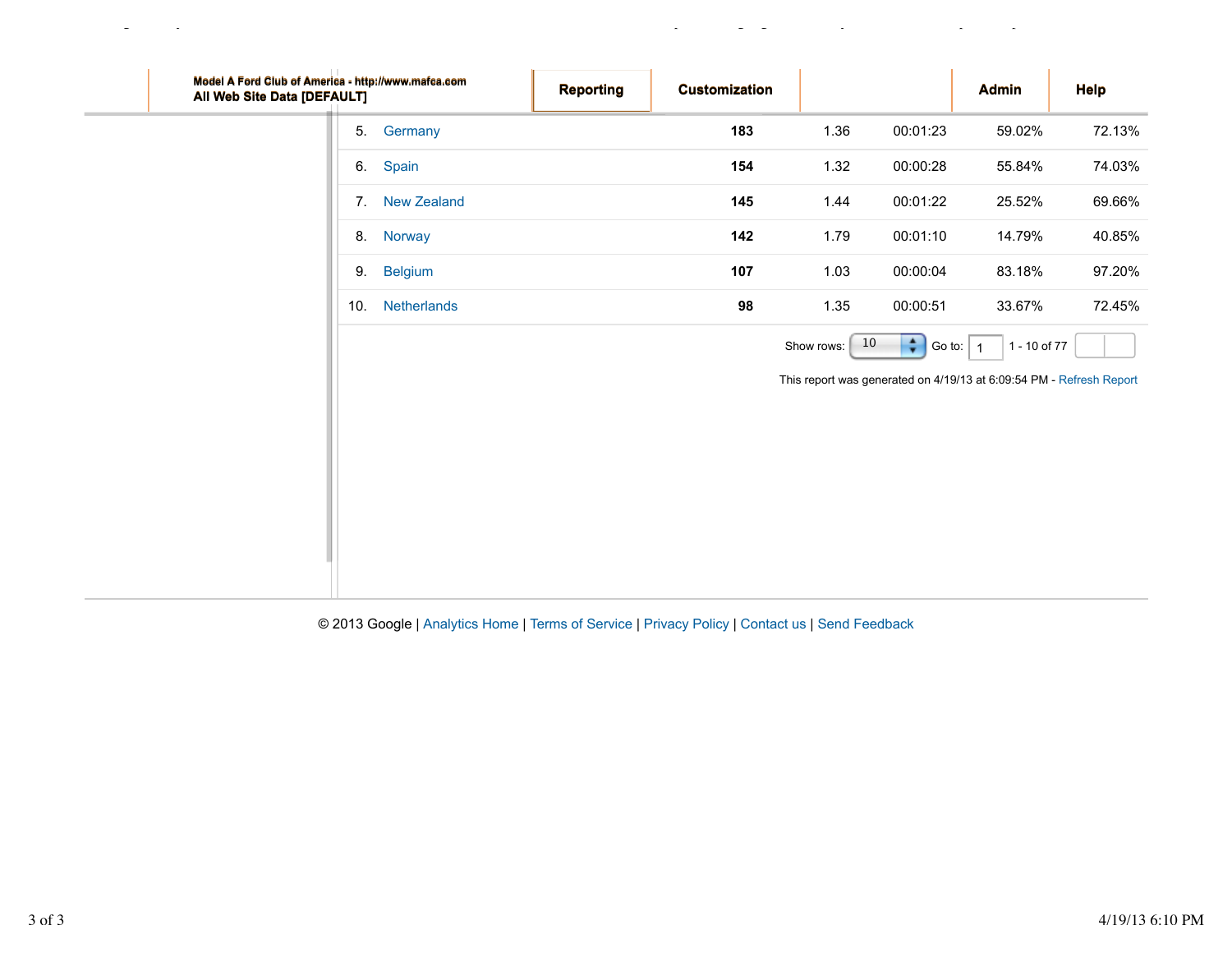Model A Ford Club of America - http://www.mafca.com
All Web Site Data [DEFAULT]

Reporting | Customization | Admin | Help

| | | | | | | |
|---|---|---|---|---|---|---|
| 5. | Germany | **183** | 1.36 | 00:01:23 | 59.02% | 72.13% |
| 6. | Spain | **154** | 1.32 | 00:00:28 | 55.84% | 74.03% |
| 7. | New Zealand | **145** | 1.44 | 00:01:22 | 25.52% | 69.66% |
| 8. | Norway | **142** | 1.79 | 00:01:10 | 14.79% | 40.85% |
| 9. | Belgium | **107** | 1.03 | 00:00:04 | 83.18% | 97.20% |
| 10. | Netherlands | **98** | 1.35 | 00:00:51 | 33.67% | 72.45% |

Show rows: 10 Go to: 1 1 - 10 of 77

This report was generated on 4/19/13 at 6:09:54 PM - Refresh Report

© 2013 Google | Analytics Home | Terms of Service | Privacy Policy | Contact us | Send Feedback